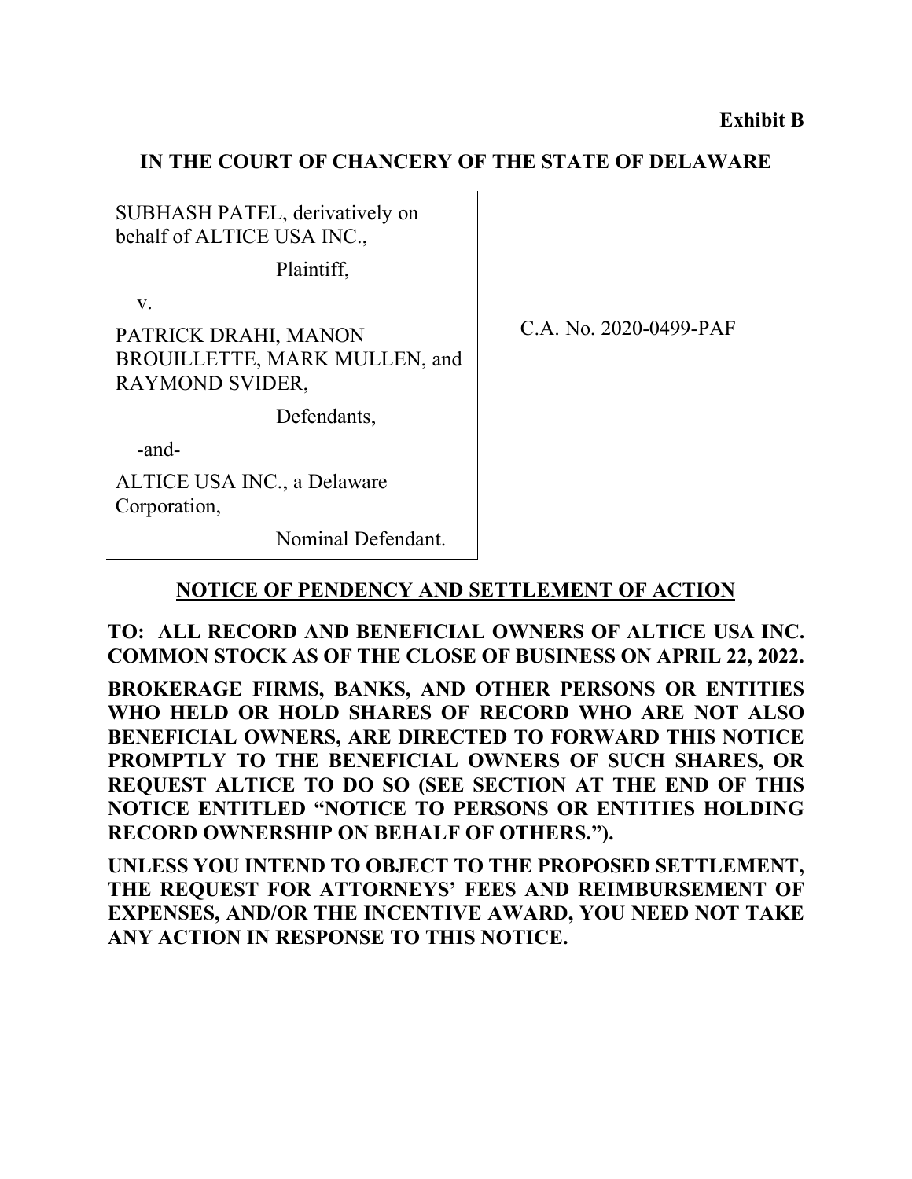**Exhibit B**

**IN THE COURT OF CHANCERY OF THE STATE OF DELAWARE**

| | |
|---|---|
| SUBHASH PATEL, derivatively on behalf of ALTICE USA INC.,<br><br>Plaintiff,<br><br>v.<br><br>PATRICK DRAHI, MANON BROUILLETTE, MARK MULLEN, and RAYMOND SVIDER,<br><br>Defendants,<br><br>-and-<br><br>ALTICE USA INC., a Delaware Corporation,<br><br>Nominal Defendant. | C.A. No. 2020-0499-PAF |

**NOTICE OF PENDENCY AND SETTLEMENT OF ACTION**

**TO: ALL RECORD AND BENEFICIAL OWNERS OF ALTICE USA INC. COMMON STOCK AS OF THE CLOSE OF BUSINESS ON APRIL 22, 2022.**

**BROKERAGE FIRMS, BANKS, AND OTHER PERSONS OR ENTITIES WHO HELD OR HOLD SHARES OF RECORD WHO ARE NOT ALSO BENEFICIAL OWNERS, ARE DIRECTED TO FORWARD THIS NOTICE PROMPTLY TO THE BENEFICIAL OWNERS OF SUCH SHARES, OR REQUEST ALTICE TO DO SO (SEE SECTION AT THE END OF THIS NOTICE ENTITLED "NOTICE TO PERSONS OR ENTITIES HOLDING RECORD OWNERSHIP ON BEHALF OF OTHERS.").**

**UNLESS YOU INTEND TO OBJECT TO THE PROPOSED SETTLEMENT, THE REQUEST FOR ATTORNEYS' FEES AND REIMBURSEMENT OF EXPENSES, AND/OR THE INCENTIVE AWARD, YOU NEED NOT TAKE ANY ACTION IN RESPONSE TO THIS NOTICE.**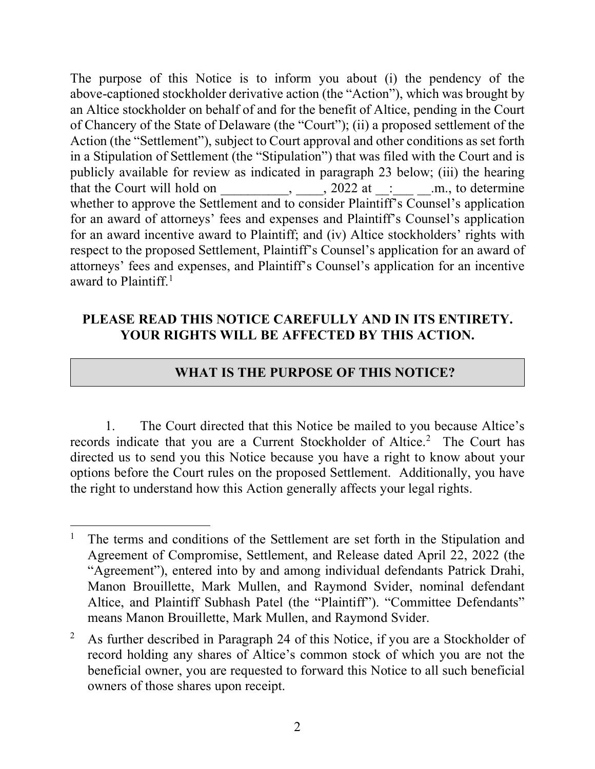The purpose of this Notice is to inform you about (i) the pendency of the above-captioned stockholder derivative action (the "Action"), which was brought by an Altice stockholder on behalf of and for the benefit of Altice, pending in the Court of Chancery of the State of Delaware (the "Court"); (ii) a proposed settlement of the Action (the "Settlement"), subject to Court approval and other conditions as set forth in a Stipulation of Settlement (the "Stipulation") that was filed with the Court and is publicly available for review as indicated in paragraph 23 below; (iii) the hearing that the Court will hold on __________, ____, 2022 at __:___ __.m., to determine whether to approve the Settlement and to consider Plaintiff's Counsel's application for an award of attorneys' fees and expenses and Plaintiff's Counsel's application for an award incentive award to Plaintiff; and (iv) Altice stockholders' rights with respect to the proposed Settlement, Plaintiff's Counsel's application for an award of attorneys' fees and expenses, and Plaintiff's Counsel's application for an incentive award to Plaintiff.[1]

**PLEASE READ THIS NOTICE CAREFULLY AND IN ITS ENTIRETY. YOUR RIGHTS WILL BE AFFECTED BY THIS ACTION.**

## WHAT IS THE PURPOSE OF THIS NOTICE?

1. The Court directed that this Notice be mailed to you because Altice's records indicate that you are a Current Stockholder of Altice.[2] The Court has directed us to send you this Notice because you have a right to know about your options before the Court rules on the proposed Settlement. Additionally, you have the right to understand how this Action generally affects your legal rights.

---

[1] The terms and conditions of the Settlement are set forth in the Stipulation and Agreement of Compromise, Settlement, and Release dated April 22, 2022 (the "Agreement"), entered into by and among individual defendants Patrick Drahi, Manon Brouillette, Mark Mullen, and Raymond Svider, nominal defendant Altice, and Plaintiff Subhash Patel (the "Plaintiff"). "Committee Defendants" means Manon Brouillette, Mark Mullen, and Raymond Svider.

[2] As further described in Paragraph 24 of this Notice, if you are a Stockholder of record holding any shares of Altice's common stock of which you are not the beneficial owner, you are requested to forward this Notice to all such beneficial owners of those shares upon receipt.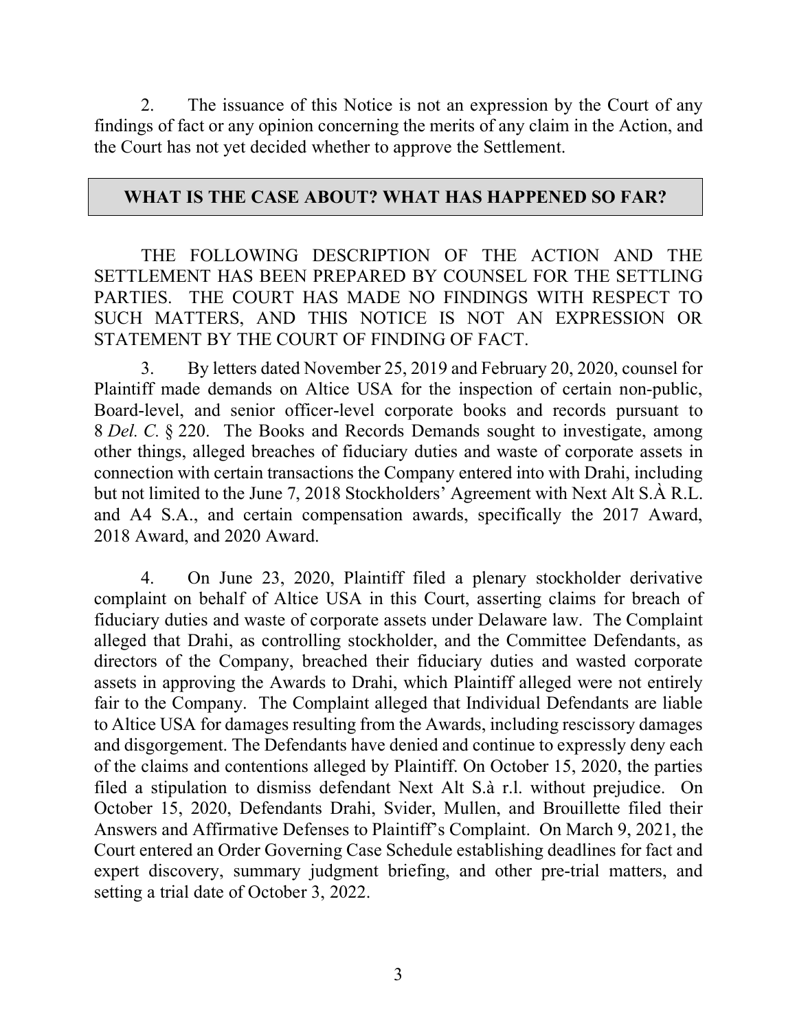2. The issuance of this Notice is not an expression by the Court of any findings of fact or any opinion concerning the merits of any claim in the Action, and the Court has not yet decided whether to approve the Settlement.

## WHAT IS THE CASE ABOUT? WHAT HAS HAPPENED SO FAR?

THE FOLLOWING DESCRIPTION OF THE ACTION AND THE SETTLEMENT HAS BEEN PREPARED BY COUNSEL FOR THE SETTLING PARTIES. THE COURT HAS MADE NO FINDINGS WITH RESPECT TO SUCH MATTERS, AND THIS NOTICE IS NOT AN EXPRESSION OR STATEMENT BY THE COURT OF FINDING OF FACT.

3. By letters dated November 25, 2019 and February 20, 2020, counsel for Plaintiff made demands on Altice USA for the inspection of certain non-public, Board-level, and senior officer-level corporate books and records pursuant to 8 *Del. C.* § 220. The Books and Records Demands sought to investigate, among other things, alleged breaches of fiduciary duties and waste of corporate assets in connection with certain transactions the Company entered into with Drahi, including but not limited to the June 7, 2018 Stockholders' Agreement with Next Alt S.À R.L. and A4 S.A., and certain compensation awards, specifically the 2017 Award, 2018 Award, and 2020 Award.

4. On June 23, 2020, Plaintiff filed a plenary stockholder derivative complaint on behalf of Altice USA in this Court, asserting claims for breach of fiduciary duties and waste of corporate assets under Delaware law. The Complaint alleged that Drahi, as controlling stockholder, and the Committee Defendants, as directors of the Company, breached their fiduciary duties and wasted corporate assets in approving the Awards to Drahi, which Plaintiff alleged were not entirely fair to the Company. The Complaint alleged that Individual Defendants are liable to Altice USA for damages resulting from the Awards, including rescissory damages and disgorgement. The Defendants have denied and continue to expressly deny each of the claims and contentions alleged by Plaintiff. On October 15, 2020, the parties filed a stipulation to dismiss defendant Next Alt S.à r.l. without prejudice. On October 15, 2020, Defendants Drahi, Svider, Mullen, and Brouillette filed their Answers and Affirmative Defenses to Plaintiff's Complaint. On March 9, 2021, the Court entered an Order Governing Case Schedule establishing deadlines for fact and expert discovery, summary judgment briefing, and other pre-trial matters, and setting a trial date of October 3, 2022.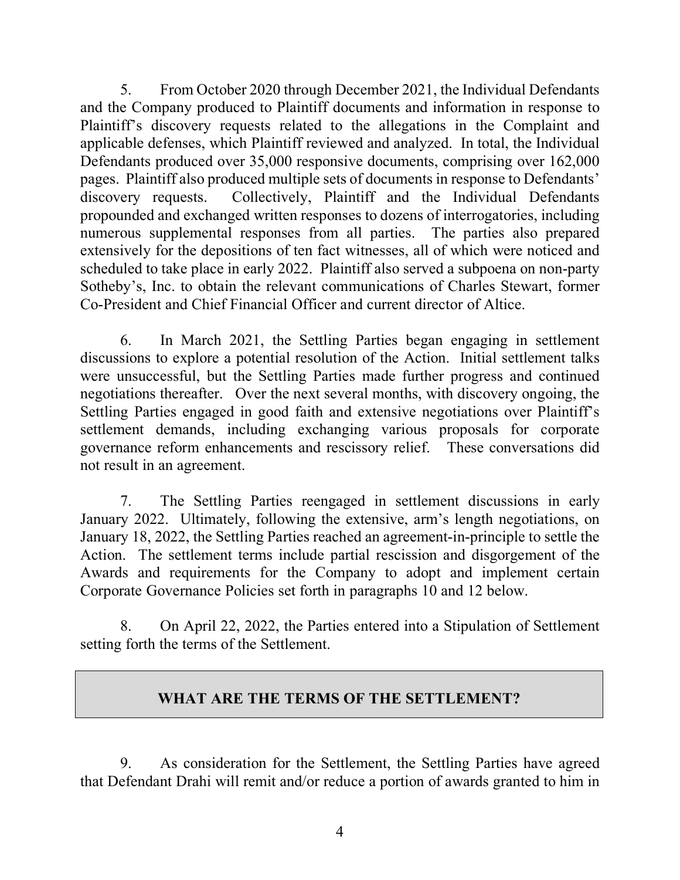5. From October 2020 through December 2021, the Individual Defendants and the Company produced to Plaintiff documents and information in response to Plaintiff's discovery requests related to the allegations in the Complaint and applicable defenses, which Plaintiff reviewed and analyzed. In total, the Individual Defendants produced over 35,000 responsive documents, comprising over 162,000 pages. Plaintiff also produced multiple sets of documents in response to Defendants' discovery requests. Collectively, Plaintiff and the Individual Defendants propounded and exchanged written responses to dozens of interrogatories, including numerous supplemental responses from all parties. The parties also prepared extensively for the depositions of ten fact witnesses, all of which were noticed and scheduled to take place in early 2022. Plaintiff also served a subpoena on non-party Sotheby's, Inc. to obtain the relevant communications of Charles Stewart, former Co-President and Chief Financial Officer and current director of Altice.

6. In March 2021, the Settling Parties began engaging in settlement discussions to explore a potential resolution of the Action. Initial settlement talks were unsuccessful, but the Settling Parties made further progress and continued negotiations thereafter. Over the next several months, with discovery ongoing, the Settling Parties engaged in good faith and extensive negotiations over Plaintiff's settlement demands, including exchanging various proposals for corporate governance reform enhancements and rescissory relief. These conversations did not result in an agreement.

7. The Settling Parties reengaged in settlement discussions in early January 2022. Ultimately, following the extensive, arm's length negotiations, on January 18, 2022, the Settling Parties reached an agreement-in-principle to settle the Action. The settlement terms include partial rescission and disgorgement of the Awards and requirements for the Company to adopt and implement certain Corporate Governance Policies set forth in paragraphs 10 and 12 below.

8. On April 22, 2022, the Parties entered into a Stipulation of Settlement setting forth the terms of the Settlement.

## WHAT ARE THE TERMS OF THE SETTLEMENT?

9. As consideration for the Settlement, the Settling Parties have agreed that Defendant Drahi will remit and/or reduce a portion of awards granted to him in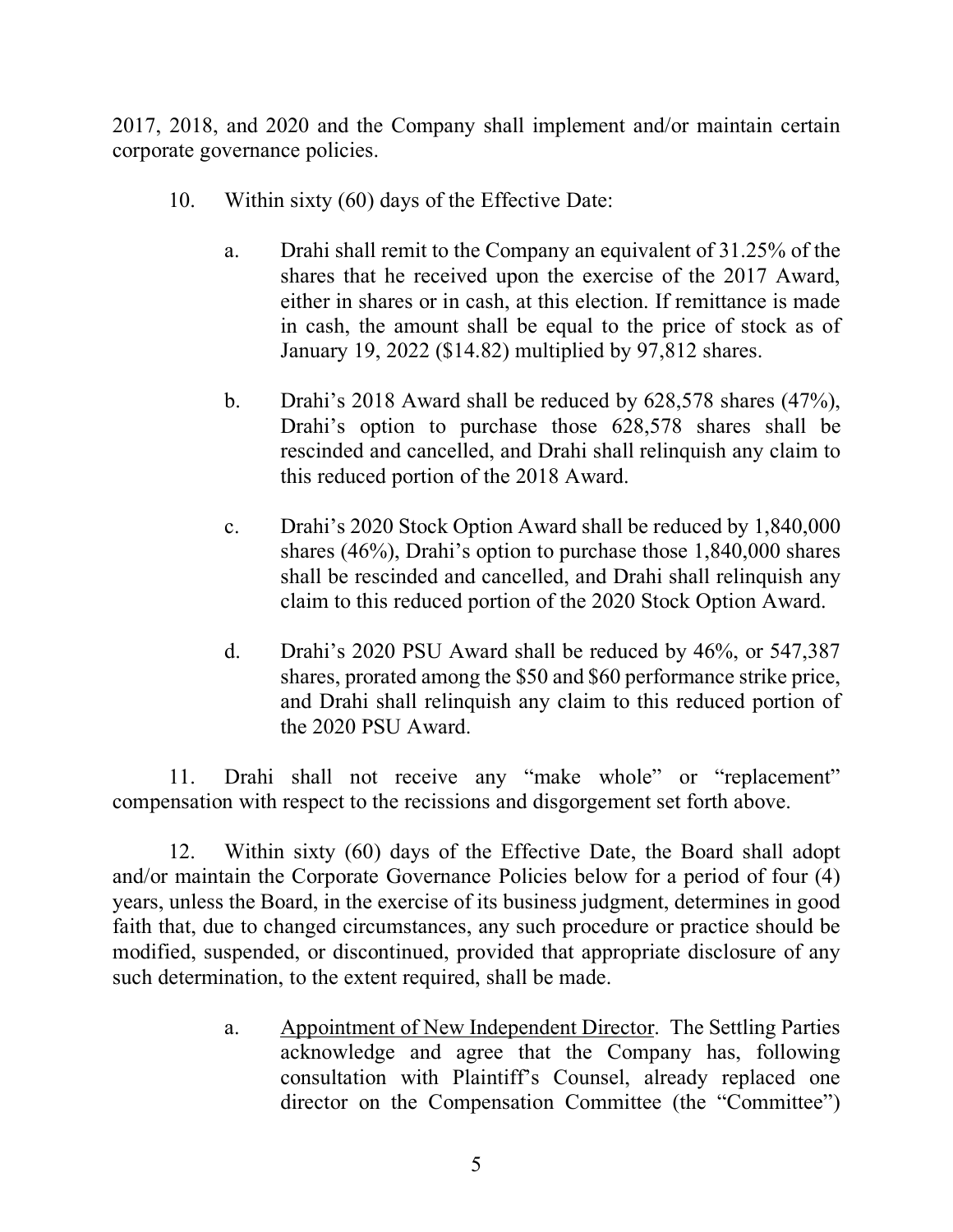2017, 2018, and 2020 and the Company shall implement and/or maintain certain corporate governance policies.

10. Within sixty (60) days of the Effective Date:

   a. Drahi shall remit to the Company an equivalent of 31.25% of the shares that he received upon the exercise of the 2017 Award, either in shares or in cash, at this election. If remittance is made in cash, the amount shall be equal to the price of stock as of January 19, 2022 ($14.82) multiplied by 97,812 shares.

   b. Drahi's 2018 Award shall be reduced by 628,578 shares (47%), Drahi's option to purchase those 628,578 shares shall be rescinded and cancelled, and Drahi shall relinquish any claim to this reduced portion of the 2018 Award.

   c. Drahi's 2020 Stock Option Award shall be reduced by 1,840,000 shares (46%), Drahi's option to purchase those 1,840,000 shares shall be rescinded and cancelled, and Drahi shall relinquish any claim to this reduced portion of the 2020 Stock Option Award.

   d. Drahi's 2020 PSU Award shall be reduced by 46%, or 547,387 shares, prorated among the $50 and $60 performance strike price, and Drahi shall relinquish any claim to this reduced portion of the 2020 PSU Award.

11. Drahi shall not receive any "make whole" or "replacement" compensation with respect to the recissions and disgorgement set forth above.

12. Within sixty (60) days of the Effective Date, the Board shall adopt and/or maintain the Corporate Governance Policies below for a period of four (4) years, unless the Board, in the exercise of its business judgment, determines in good faith that, due to changed circumstances, any such procedure or practice should be modified, suspended, or discontinued, provided that appropriate disclosure of any such determination, to the extent required, shall be made.

   a. Appointment of New Independent Director. The Settling Parties acknowledge and agree that the Company has, following consultation with Plaintiff's Counsel, already replaced one director on the Compensation Committee (the "Committee")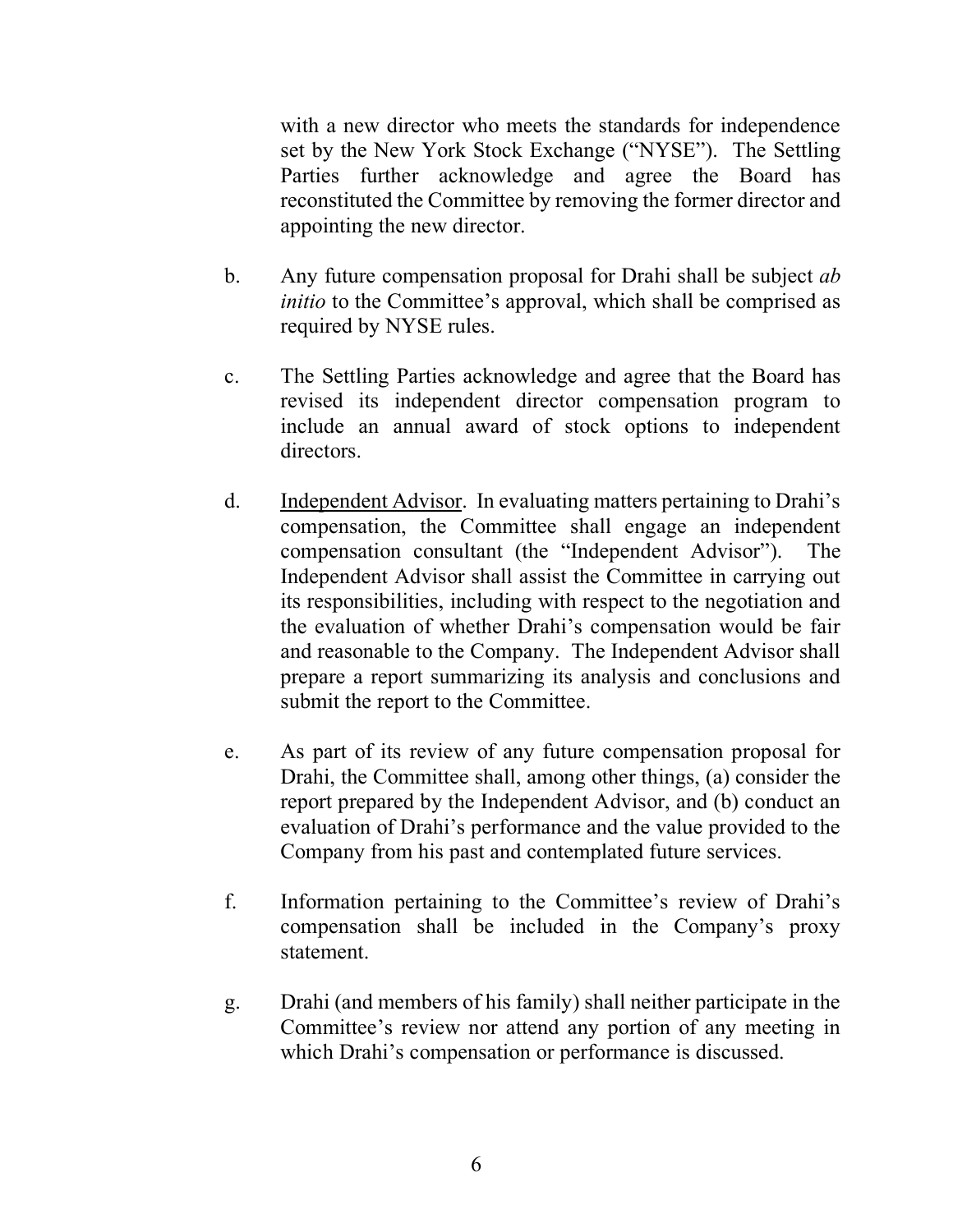with a new director who meets the standards for independence set by the New York Stock Exchange ("NYSE"). The Settling Parties further acknowledge and agree the Board has reconstituted the Committee by removing the former director and appointing the new director.

b. Any future compensation proposal for Drahi shall be subject *ab initio* to the Committee's approval, which shall be comprised as required by NYSE rules.

c. The Settling Parties acknowledge and agree that the Board has revised its independent director compensation program to include an annual award of stock options to independent directors.

d. Independent Advisor. In evaluating matters pertaining to Drahi's compensation, the Committee shall engage an independent compensation consultant (the "Independent Advisor"). The Independent Advisor shall assist the Committee in carrying out its responsibilities, including with respect to the negotiation and the evaluation of whether Drahi's compensation would be fair and reasonable to the Company. The Independent Advisor shall prepare a report summarizing its analysis and conclusions and submit the report to the Committee.

e. As part of its review of any future compensation proposal for Drahi, the Committee shall, among other things, (a) consider the report prepared by the Independent Advisor, and (b) conduct an evaluation of Drahi's performance and the value provided to the Company from his past and contemplated future services.

f. Information pertaining to the Committee's review of Drahi's compensation shall be included in the Company's proxy statement.

g. Drahi (and members of his family) shall neither participate in the Committee's review nor attend any portion of any meeting in which Drahi's compensation or performance is discussed.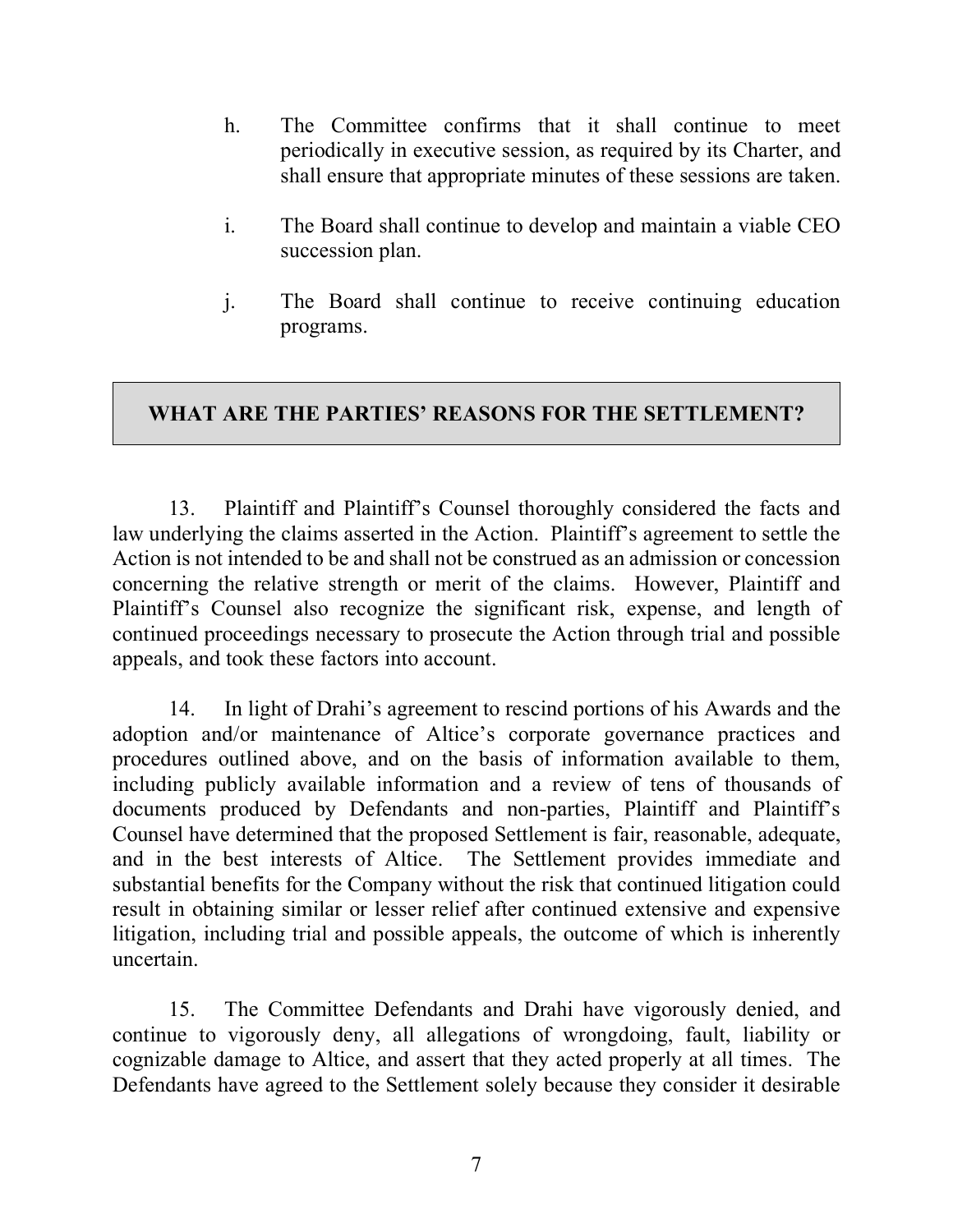h. The Committee confirms that it shall continue to meet periodically in executive session, as required by its Charter, and shall ensure that appropriate minutes of these sessions are taken.

i. The Board shall continue to develop and maintain a viable CEO succession plan.

j. The Board shall continue to receive continuing education programs.

## WHAT ARE THE PARTIES' REASONS FOR THE SETTLEMENT?

13. Plaintiff and Plaintiff's Counsel thoroughly considered the facts and law underlying the claims asserted in the Action. Plaintiff's agreement to settle the Action is not intended to be and shall not be construed as an admission or concession concerning the relative strength or merit of the claims. However, Plaintiff and Plaintiff's Counsel also recognize the significant risk, expense, and length of continued proceedings necessary to prosecute the Action through trial and possible appeals, and took these factors into account.

14. In light of Drahi's agreement to rescind portions of his Awards and the adoption and/or maintenance of Altice's corporate governance practices and procedures outlined above, and on the basis of information available to them, including publicly available information and a review of tens of thousands of documents produced by Defendants and non-parties, Plaintiff and Plaintiff's Counsel have determined that the proposed Settlement is fair, reasonable, adequate, and in the best interests of Altice. The Settlement provides immediate and substantial benefits for the Company without the risk that continued litigation could result in obtaining similar or lesser relief after continued extensive and expensive litigation, including trial and possible appeals, the outcome of which is inherently uncertain.

15. The Committee Defendants and Drahi have vigorously denied, and continue to vigorously deny, all allegations of wrongdoing, fault, liability or cognizable damage to Altice, and assert that they acted properly at all times. The Defendants have agreed to the Settlement solely because they consider it desirable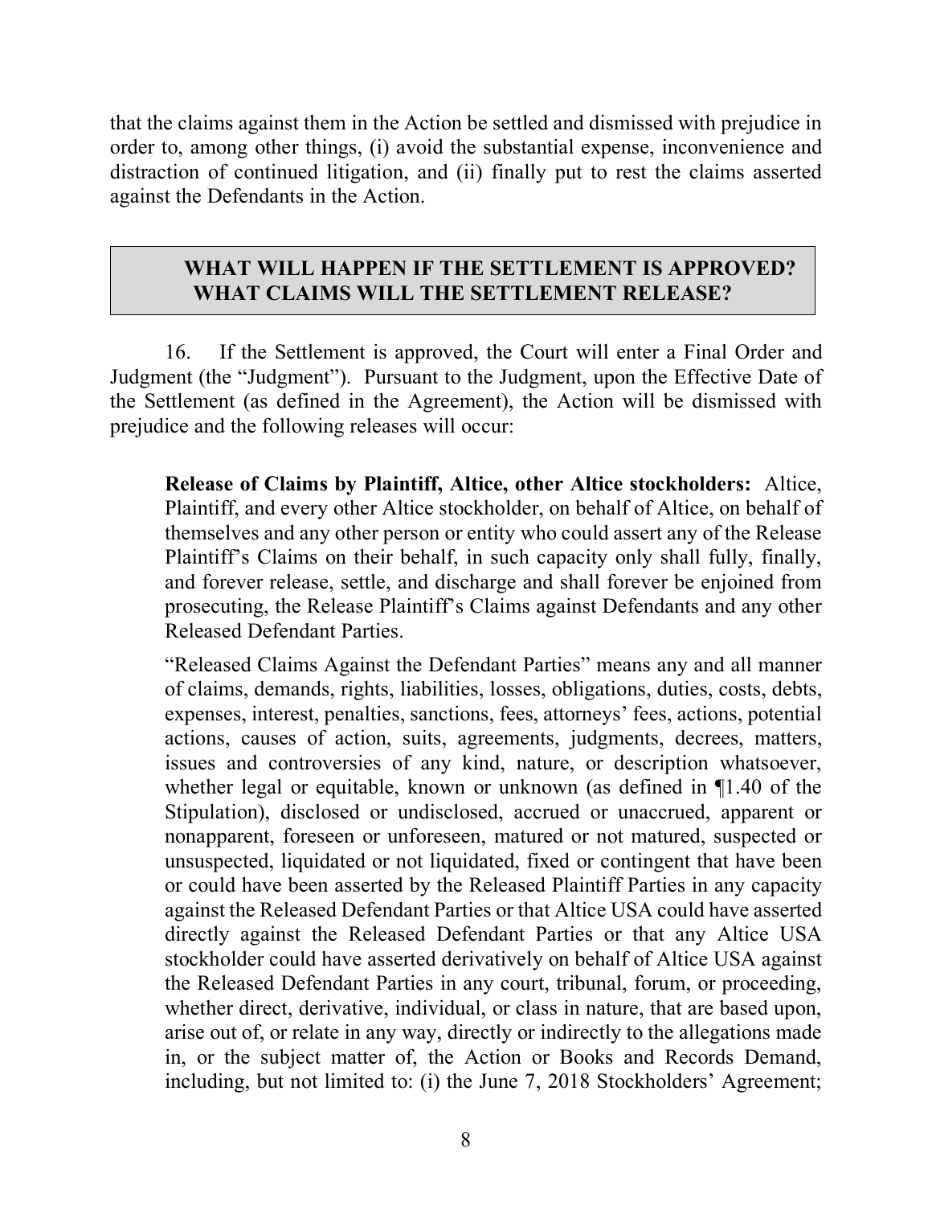that the claims against them in the Action be settled and dismissed with prejudice in order to, among other things, (i) avoid the substantial expense, inconvenience and distraction of continued litigation, and (ii) finally put to rest the claims asserted against the Defendants in the Action.

## WHAT WILL HAPPEN IF THE SETTLEMENT IS APPROVED? WHAT CLAIMS WILL THE SETTLEMENT RELEASE?

16. If the Settlement is approved, the Court will enter a Final Order and Judgment (the "Judgment"). Pursuant to the Judgment, upon the Effective Date of the Settlement (as defined in the Agreement), the Action will be dismissed with prejudice and the following releases will occur:

> **Release of Claims by Plaintiff, Altice, other Altice stockholders:** Altice, Plaintiff, and every other Altice stockholder, on behalf of Altice, on behalf of themselves and any other person or entity who could assert any of the Release Plaintiff's Claims on their behalf, in such capacity only shall fully, finally, and forever release, settle, and discharge and shall forever be enjoined from prosecuting, the Release Plaintiff's Claims against Defendants and any other Released Defendant Parties.
>
> "Released Claims Against the Defendant Parties" means any and all manner of claims, demands, rights, liabilities, losses, obligations, duties, costs, debts, expenses, interest, penalties, sanctions, fees, attorneys' fees, actions, potential actions, causes of action, suits, agreements, judgments, decrees, matters, issues and controversies of any kind, nature, or description whatsoever, whether legal or equitable, known or unknown (as defined in ¶1.40 of the Stipulation), disclosed or undisclosed, accrued or unaccrued, apparent or nonapparent, foreseen or unforeseen, matured or not matured, suspected or unsuspected, liquidated or not liquidated, fixed or contingent that have been or could have been asserted by the Released Plaintiff Parties in any capacity against the Released Defendant Parties or that Altice USA could have asserted directly against the Released Defendant Parties or that any Altice USA stockholder could have asserted derivatively on behalf of Altice USA against the Released Defendant Parties in any court, tribunal, forum, or proceeding, whether direct, derivative, individual, or class in nature, that are based upon, arise out of, or relate in any way, directly or indirectly to the allegations made in, or the subject matter of, the Action or Books and Records Demand, including, but not limited to: (i) the June 7, 2018 Stockholders' Agreement;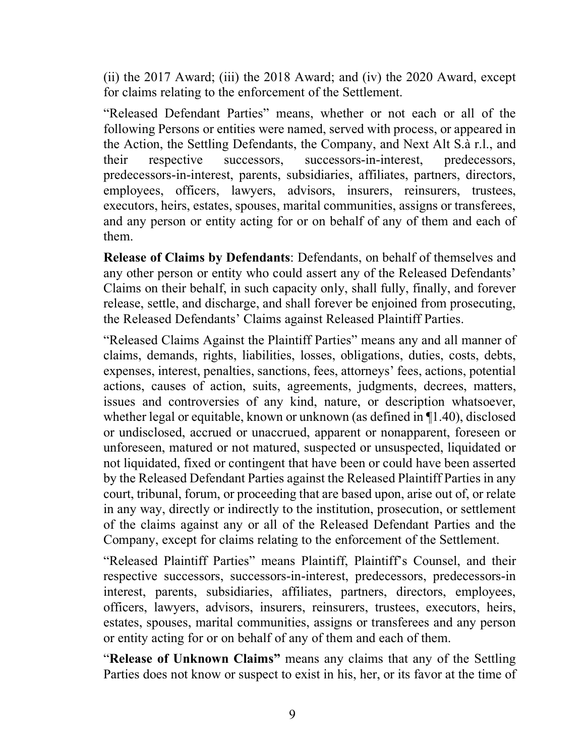(ii) the 2017 Award; (iii) the 2018 Award; and (iv) the 2020 Award, except for claims relating to the enforcement of the Settlement.

"Released Defendant Parties" means, whether or not each or all of the following Persons or entities were named, served with process, or appeared in the Action, the Settling Defendants, the Company, and Next Alt S.à r.l., and their respective successors, successors-in-interest, predecessors, predecessors-in-interest, parents, subsidiaries, affiliates, partners, directors, employees, officers, lawyers, advisors, insurers, reinsurers, trustees, executors, heirs, estates, spouses, marital communities, assigns or transferees, and any person or entity acting for or on behalf of any of them and each of them.

**Release of Claims by Defendants**: Defendants, on behalf of themselves and any other person or entity who could assert any of the Released Defendants' Claims on their behalf, in such capacity only, shall fully, finally, and forever release, settle, and discharge, and shall forever be enjoined from prosecuting, the Released Defendants' Claims against Released Plaintiff Parties.

"Released Claims Against the Plaintiff Parties" means any and all manner of claims, demands, rights, liabilities, losses, obligations, duties, costs, debts, expenses, interest, penalties, sanctions, fees, attorneys' fees, actions, potential actions, causes of action, suits, agreements, judgments, decrees, matters, issues and controversies of any kind, nature, or description whatsoever, whether legal or equitable, known or unknown (as defined in ¶1.40), disclosed or undisclosed, accrued or unaccrued, apparent or nonapparent, foreseen or unforeseen, matured or not matured, suspected or unsuspected, liquidated or not liquidated, fixed or contingent that have been or could have been asserted by the Released Defendant Parties against the Released Plaintiff Parties in any court, tribunal, forum, or proceeding that are based upon, arise out of, or relate in any way, directly or indirectly to the institution, prosecution, or settlement of the claims against any or all of the Released Defendant Parties and the Company, except for claims relating to the enforcement of the Settlement.

"Released Plaintiff Parties" means Plaintiff, Plaintiff's Counsel, and their respective successors, successors-in-interest, predecessors, predecessors-in interest, parents, subsidiaries, affiliates, partners, directors, employees, officers, lawyers, advisors, insurers, reinsurers, trustees, executors, heirs, estates, spouses, marital communities, assigns or transferees and any person or entity acting for or on behalf of any of them and each of them.

"**Release of Unknown Claims"** means any claims that any of the Settling Parties does not know or suspect to exist in his, her, or its favor at the time of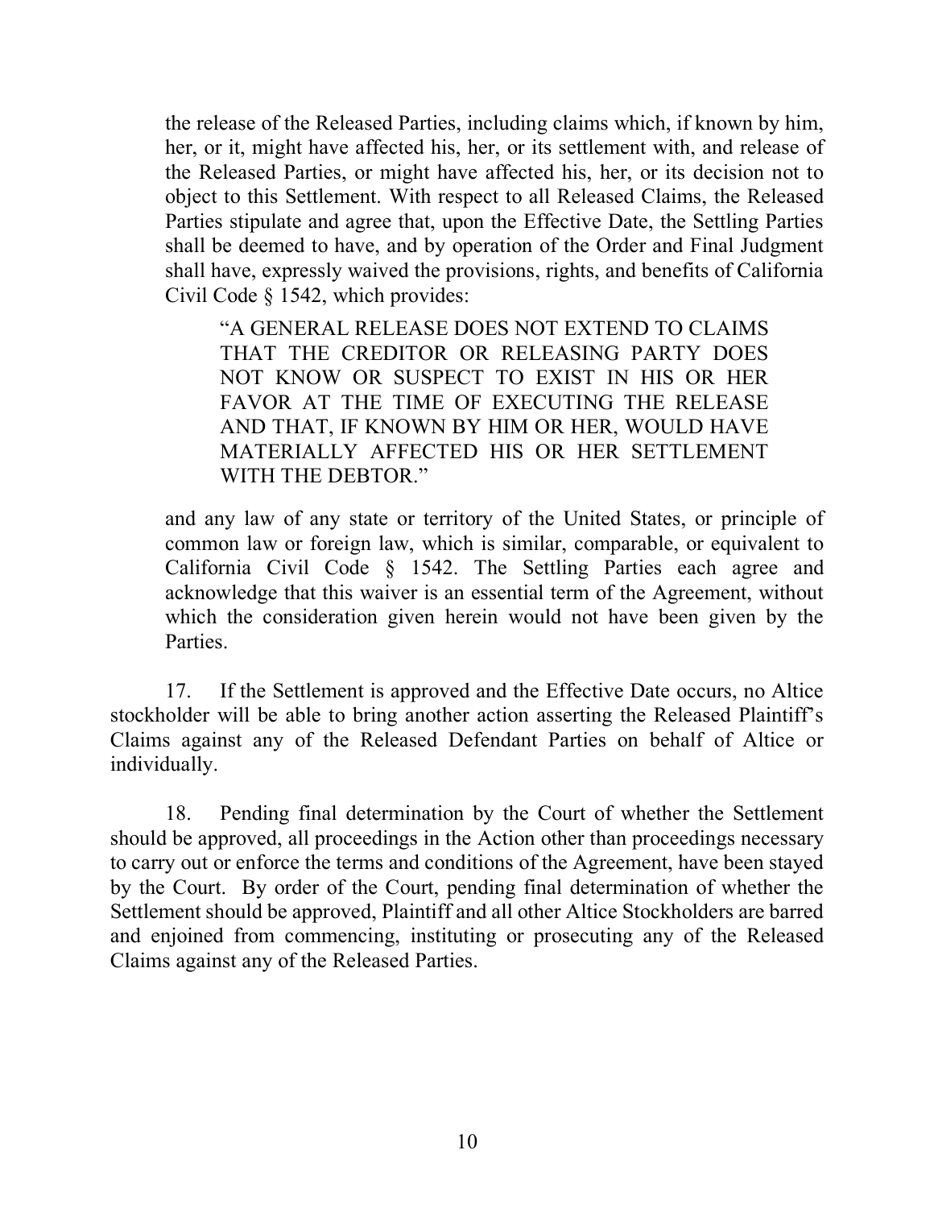the release of the Released Parties, including claims which, if known by him, her, or it, might have affected his, her, or its settlement with, and release of the Released Parties, or might have affected his, her, or its decision not to object to this Settlement. With respect to all Released Claims, the Released Parties stipulate and agree that, upon the Effective Date, the Settling Parties shall be deemed to have, and by operation of the Order and Final Judgment shall have, expressly waived the provisions, rights, and benefits of California Civil Code § 1542, which provides:

> "A GENERAL RELEASE DOES NOT EXTEND TO CLAIMS THAT THE CREDITOR OR RELEASING PARTY DOES NOT KNOW OR SUSPECT TO EXIST IN HIS OR HER FAVOR AT THE TIME OF EXECUTING THE RELEASE AND THAT, IF KNOWN BY HIM OR HER, WOULD HAVE MATERIALLY AFFECTED HIS OR HER SETTLEMENT WITH THE DEBTOR."

and any law of any state or territory of the United States, or principle of common law or foreign law, which is similar, comparable, or equivalent to California Civil Code § 1542. The Settling Parties each agree and acknowledge that this waiver is an essential term of the Agreement, without which the consideration given herein would not have been given by the Parties.

17. If the Settlement is approved and the Effective Date occurs, no Altice stockholder will be able to bring another action asserting the Released Plaintiff's Claims against any of the Released Defendant Parties on behalf of Altice or individually.

18. Pending final determination by the Court of whether the Settlement should be approved, all proceedings in the Action other than proceedings necessary to carry out or enforce the terms and conditions of the Agreement, have been stayed by the Court. By order of the Court, pending final determination of whether the Settlement should be approved, Plaintiff and all other Altice Stockholders are barred and enjoined from commencing, instituting or prosecuting any of the Released Claims against any of the Released Parties.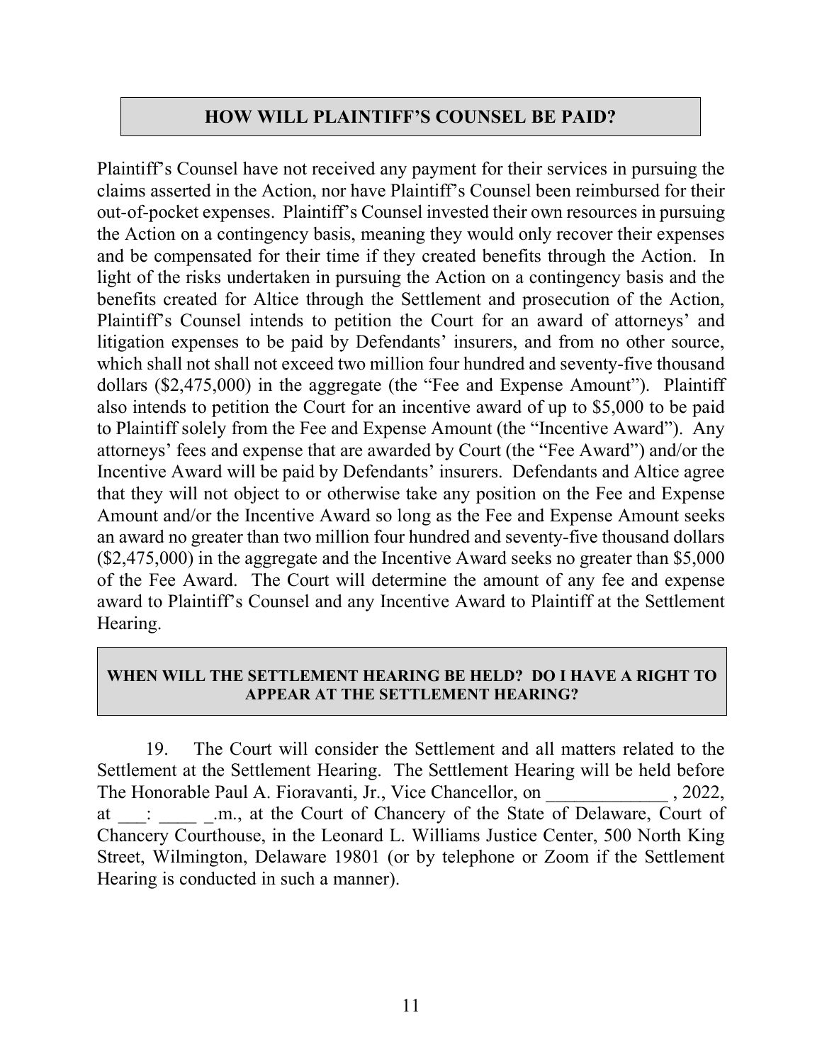## HOW WILL PLAINTIFF'S COUNSEL BE PAID?

Plaintiff's Counsel have not received any payment for their services in pursuing the claims asserted in the Action, nor have Plaintiff's Counsel been reimbursed for their out-of-pocket expenses. Plaintiff's Counsel invested their own resources in pursuing the Action on a contingency basis, meaning they would only recover their expenses and be compensated for their time if they created benefits through the Action. In light of the risks undertaken in pursuing the Action on a contingency basis and the benefits created for Altice through the Settlement and prosecution of the Action, Plaintiff's Counsel intends to petition the Court for an award of attorneys' and litigation expenses to be paid by Defendants' insurers, and from no other source, which shall not shall not exceed two million four hundred and seventy-five thousand dollars ($2,475,000) in the aggregate (the "Fee and Expense Amount"). Plaintiff also intends to petition the Court for an incentive award of up to $5,000 to be paid to Plaintiff solely from the Fee and Expense Amount (the "Incentive Award"). Any attorneys' fees and expense that are awarded by Court (the "Fee Award") and/or the Incentive Award will be paid by Defendants' insurers. Defendants and Altice agree that they will not object to or otherwise take any position on the Fee and Expense Amount and/or the Incentive Award so long as the Fee and Expense Amount seeks an award no greater than two million four hundred and seventy-five thousand dollars ($2,475,000) in the aggregate and the Incentive Award seeks no greater than $5,000 of the Fee Award. The Court will determine the amount of any fee and expense award to Plaintiff's Counsel and any Incentive Award to Plaintiff at the Settlement Hearing.

## WHEN WILL THE SETTLEMENT HEARING BE HELD? DO I HAVE A RIGHT TO APPEAR AT THE SETTLEMENT HEARING?

19. The Court will consider the Settlement and all matters related to the Settlement at the Settlement Hearing. The Settlement Hearing will be held before The Honorable Paul A. Fioravanti, Jr., Vice Chancellor, on _____________ , 2022, at ___: ____ _.m., at the Court of Chancery of the State of Delaware, Court of Chancery Courthouse, in the Leonard L. Williams Justice Center, 500 North King Street, Wilmington, Delaware 19801 (or by telephone or Zoom if the Settlement Hearing is conducted in such a manner).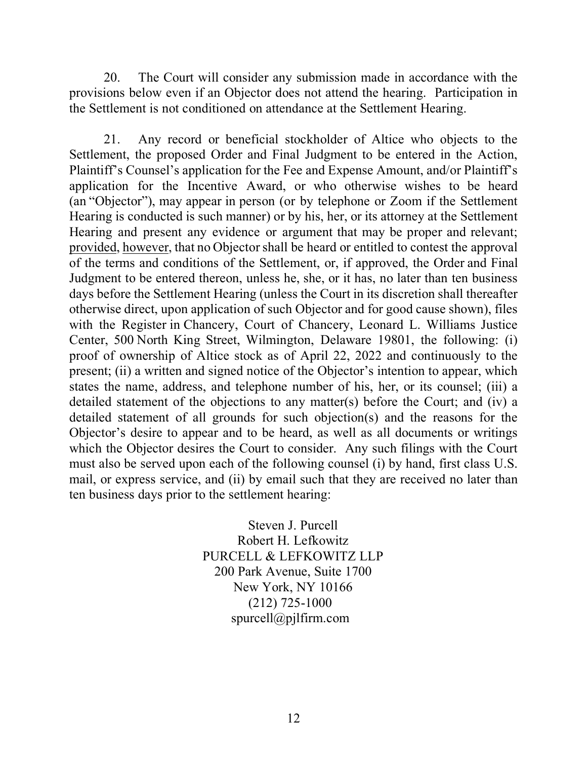20. The Court will consider any submission made in accordance with the provisions below even if an Objector does not attend the hearing. Participation in the Settlement is not conditioned on attendance at the Settlement Hearing.

21. Any record or beneficial stockholder of Altice who objects to the Settlement, the proposed Order and Final Judgment to be entered in the Action, Plaintiff's Counsel's application for the Fee and Expense Amount, and/or Plaintiff's application for the Incentive Award, or who otherwise wishes to be heard (an "Objector"), may appear in person (or by telephone or Zoom if the Settlement Hearing is conducted is such manner) or by his, her, or its attorney at the Settlement Hearing and present any evidence or argument that may be proper and relevant; provided, however, that no Objector shall be heard or entitled to contest the approval of the terms and conditions of the Settlement, or, if approved, the Order and Final Judgment to be entered thereon, unless he, she, or it has, no later than ten business days before the Settlement Hearing (unless the Court in its discretion shall thereafter otherwise direct, upon application of such Objector and for good cause shown), files with the Register in Chancery, Court of Chancery, Leonard L. Williams Justice Center, 500 North King Street, Wilmington, Delaware 19801, the following: (i) proof of ownership of Altice stock as of April 22, 2022 and continuously to the present; (ii) a written and signed notice of the Objector's intention to appear, which states the name, address, and telephone number of his, her, or its counsel; (iii) a detailed statement of the objections to any matter(s) before the Court; and (iv) a detailed statement of all grounds for such objection(s) and the reasons for the Objector's desire to appear and to be heard, as well as all documents or writings which the Objector desires the Court to consider. Any such filings with the Court must also be served upon each of the following counsel (i) by hand, first class U.S. mail, or express service, and (ii) by email such that they are received no later than ten business days prior to the settlement hearing:

Steven J. Purcell
Robert H. Lefkowitz
PURCELL & LEFKOWITZ LLP
200 Park Avenue, Suite 1700
New York, NY 10166
(212) 725-1000
spurcell@pjlfirm.com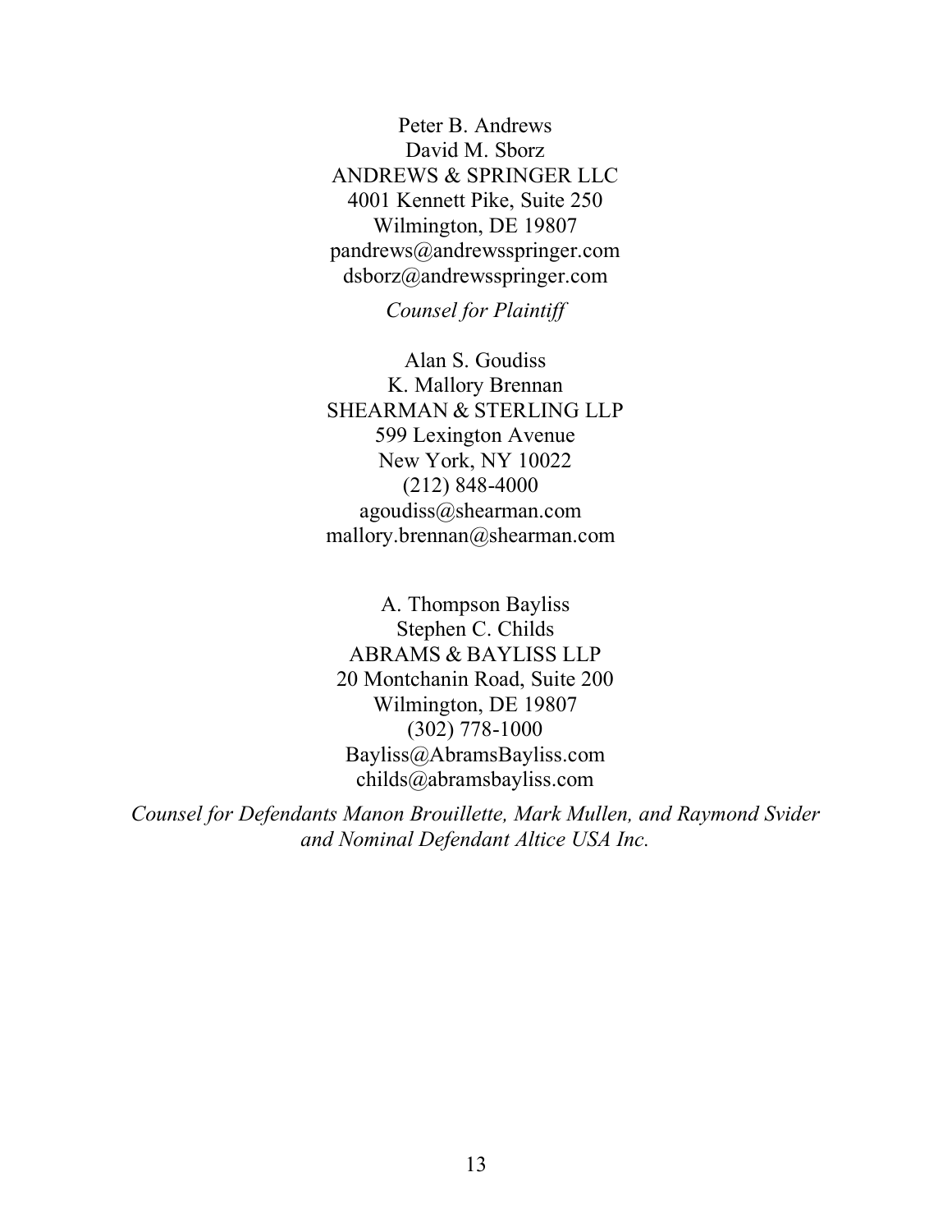Peter B. Andrews
David M. Sborz
ANDREWS & SPRINGER LLC
4001 Kennett Pike, Suite 250
Wilmington, DE 19807
pandrews@andrewsspringer.com
dsborz@andrewsspringer.com

*Counsel for Plaintiff*

Alan S. Goudiss
K. Mallory Brennan
SHEARMAN & STERLING LLP
599 Lexington Avenue
New York, NY 10022
(212) 848-4000
agoudiss@shearman.com
mallory.brennan@shearman.com

A. Thompson Bayliss
Stephen C. Childs
ABRAMS & BAYLISS LLP
20 Montchanin Road, Suite 200
Wilmington, DE 19807
(302) 778-1000
Bayliss@AbramsBayliss.com
childs@abramsbayliss.com

*Counsel for Defendants Manon Brouillette, Mark Mullen, and Raymond Svider and Nominal Defendant Altice USA Inc.*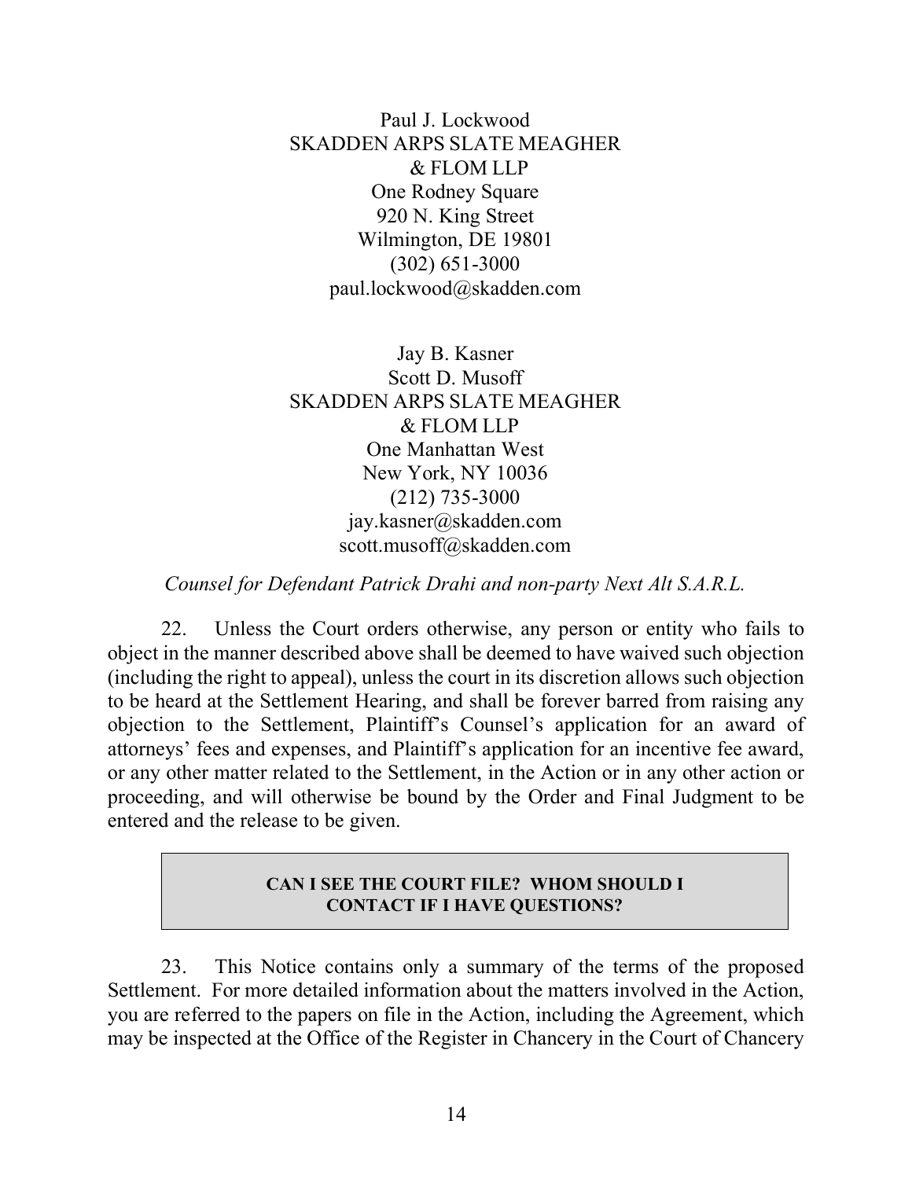Paul J. Lockwood
SKADDEN ARPS SLATE MEAGHER
& FLOM LLP
One Rodney Square
920 N. King Street
Wilmington, DE 19801
(302) 651-3000
paul.lockwood@skadden.com

Jay B. Kasner
Scott D. Musoff
SKADDEN ARPS SLATE MEAGHER
& FLOM LLP
One Manhattan West
New York, NY 10036
(212) 735-3000
jay.kasner@skadden.com
scott.musoff@skadden.com

*Counsel for Defendant Patrick Drahi and non-party Next Alt S.A.R.L.*

22. Unless the Court orders otherwise, any person or entity who fails to object in the manner described above shall be deemed to have waived such objection (including the right to appeal), unless the court in its discretion allows such objection to be heard at the Settlement Hearing, and shall be forever barred from raising any objection to the Settlement, Plaintiff's Counsel's application for an award of attorneys' fees and expenses, and Plaintiff's application for an incentive fee award, or any other matter related to the Settlement, in the Action or in any other action or proceeding, and will otherwise be bound by the Order and Final Judgment to be entered and the release to be given.

## CAN I SEE THE COURT FILE? WHOM SHOULD I CONTACT IF I HAVE QUESTIONS?

23. This Notice contains only a summary of the terms of the proposed Settlement. For more detailed information about the matters involved in the Action, you are referred to the papers on file in the Action, including the Agreement, which may be inspected at the Office of the Register in Chancery in the Court of Chancery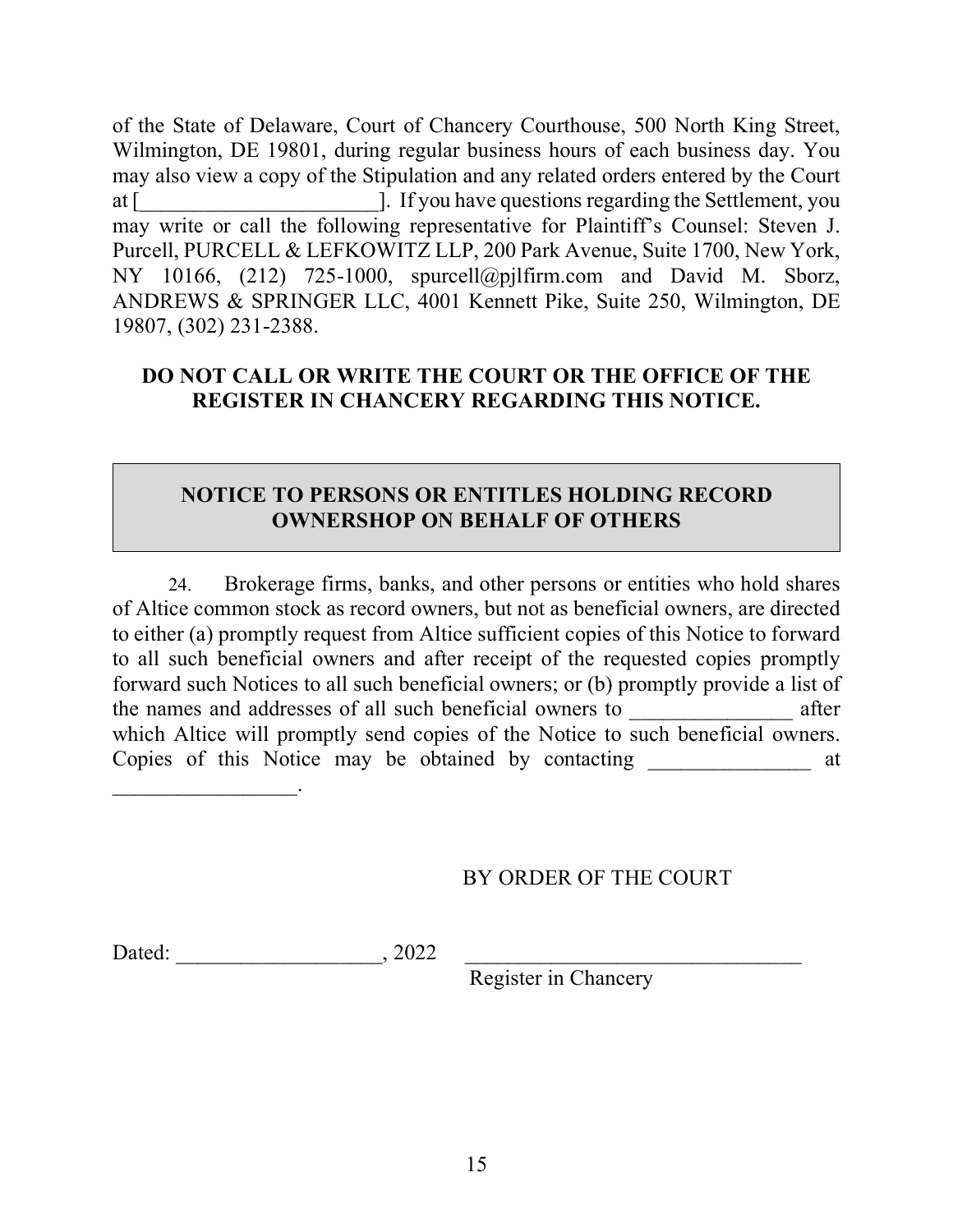of the State of Delaware, Court of Chancery Courthouse, 500 North King Street, Wilmington, DE 19801, during regular business hours of each business day. You may also view a copy of the Stipulation and any related orders entered by the Court at [______________________]. If you have questions regarding the Settlement, you may write or call the following representative for Plaintiff's Counsel: Steven J. Purcell, PURCELL & LEFKOWITZ LLP, 200 Park Avenue, Suite 1700, New York, NY 10166, (212) 725-1000, spurcell@pjlfirm.com and David M. Sborz, ANDREWS & SPRINGER LLC, 4001 Kennett Pike, Suite 250, Wilmington, DE 19807, (302) 231-2388.

**DO NOT CALL OR WRITE THE COURT OR THE OFFICE OF THE REGISTER IN CHANCERY REGARDING THIS NOTICE.**

**NOTICE TO PERSONS OR ENTITLES HOLDING RECORD OWNERSHOP ON BEHALF OF OTHERS**

24. Brokerage firms, banks, and other persons or entities who hold shares of Altice common stock as record owners, but not as beneficial owners, are directed to either (a) promptly request from Altice sufficient copies of this Notice to forward to all such beneficial owners and after receipt of the requested copies promptly forward such Notices to all such beneficial owners; or (b) promptly provide a list of the names and addresses of all such beneficial owners to _______________ after which Altice will promptly send copies of the Notice to such beneficial owners. Copies of this Notice may be obtained by contacting _______________ at _________________.

BY ORDER OF THE COURT

Dated: ___________________, 2022

_______________________________
Register in Chancery